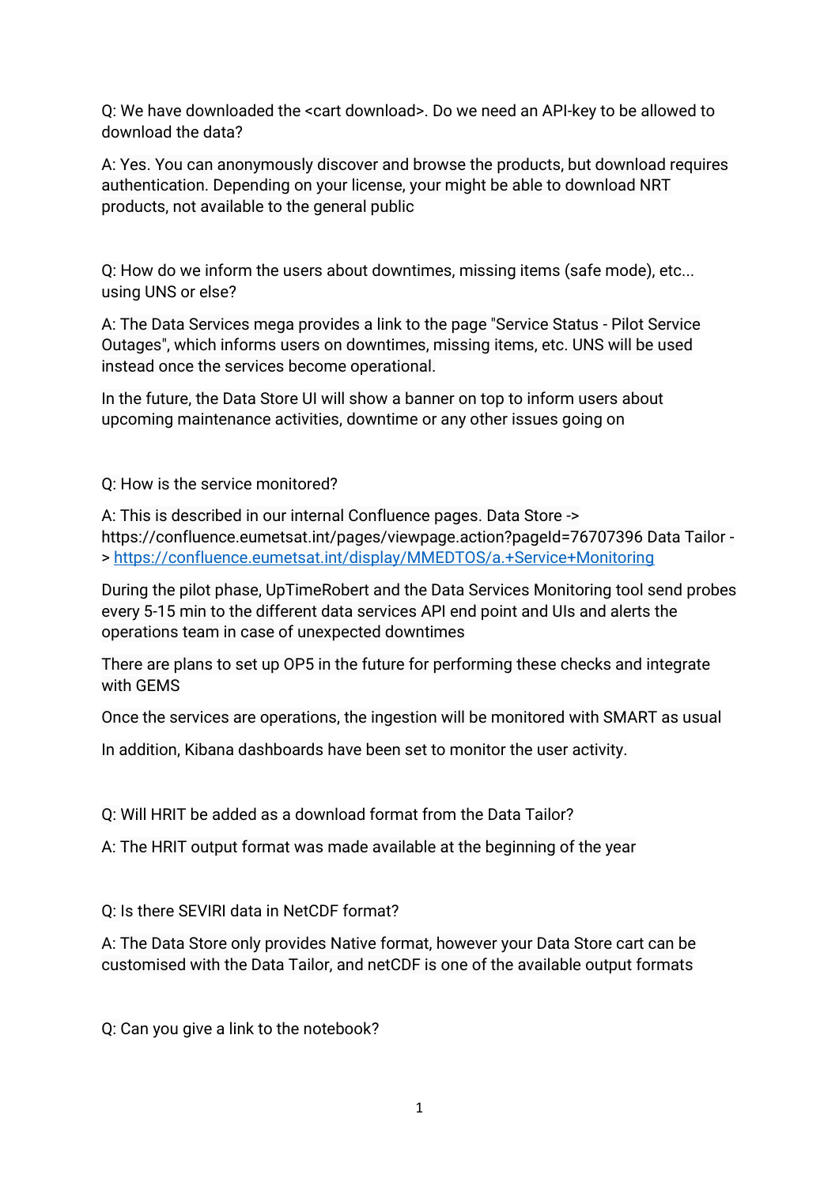Q: We have downloaded the <cart download>. Do we need an API-key to be allowed to download the data?

A: Yes. You can anonymously discover and browse the products, but download requires authentication. Depending on your license, your might be able to download NRT products, not available to the general public

Q: How do we inform the users about downtimes, missing items (safe mode), etc... using UNS or else?

A: The Data Services mega provides a link to the page "Service Status - Pilot Service Outages", which informs users on downtimes, missing items, etc. UNS will be used instead once the services become operational.

In the future, the Data Store UI will show a banner on top to inform users about upcoming maintenance activities, downtime or any other issues going on

Q: How is the service monitored?

A: This is described in our internal Confluence pages. Data Store -> https://confluence.eumetsat.int/pages/viewpage.action?pageId=76707396 Data Tailor -> [https://confluence.eumetsat.int/display/MMEDTOS/a.+Service+Monitoring](https://confluence.eumetsat.int/display/MMEDTOS/a.+Service+Monitoring)

During the pilot phase, UpTimeRobert and the Data Services Monitoring tool send probes every 5-15 min to the different data services API end point and UIs and alerts the operations team in case of unexpected downtimes

There are plans to set up OP5 in the future for performing these checks and integrate with GEMS

Once the services are operations, the ingestion will be monitored with SMART as usual

In addition, Kibana dashboards have been set to monitor the user activity.

Q: Will HRIT be added as a download format from the Data Tailor?

A: The HRIT output format was made available at the beginning of the year

Q: Is there SEVIRI data in NetCDF format?

A: The Data Store only provides Native format, however your Data Store cart can be customised with the Data Tailor, and netCDF is one of the available output formats

Q: Can you give a link to the notebook?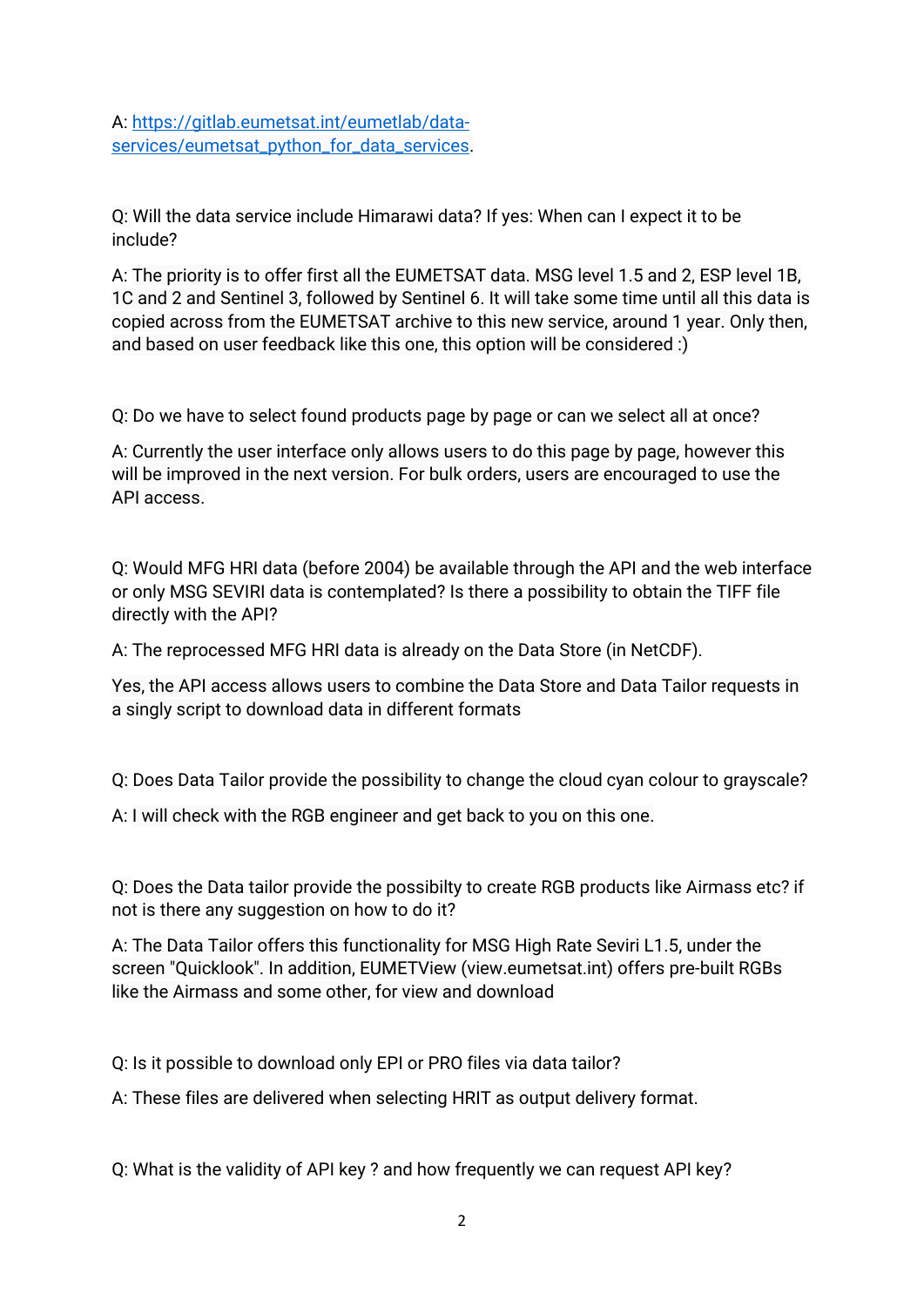A: [https://gitlab.eumetsat.int/eumetlab/data-services/eumetsat_python_for_data_services](https://gitlab.eumetsat.int/eumetlab/data-services/eumetsat_python_for_data_services).

Q: Will the data service include Himarawi data? If yes: When can I expect it to be include?

A: The priority is to offer first all the EUMETSAT data. MSG level 1.5 and 2, ESP level 1B, 1C and 2 and Sentinel 3, followed by Sentinel 6. It will take some time until all this data is copied across from the EUMETSAT archive to this new service, around 1 year. Only then, and based on user feedback like this one, this option will be considered :)

Q: Do we have to select found products page by page or can we select all at once?

A: Currently the user interface only allows users to do this page by page, however this will be improved in the next version. For bulk orders, users are encouraged to use the API access.

Q: Would MFG HRI data (before 2004) be available through the API and the web interface or only MSG SEVIRI data is contemplated? Is there a possibility to obtain the TIFF file directly with the API?

A: The reprocessed MFG HRI data is already on the Data Store (in NetCDF).

Yes, the API access allows users to combine the Data Store and Data Tailor requests in a singly script to download data in different formats

Q: Does Data Tailor provide the possibility to change the cloud cyan colour to grayscale?

A: I will check with the RGB engineer and get back to you on this one.

Q: Does the Data tailor provide the possibilty to create RGB products like Airmass etc? if not is there any suggestion on how to do it?

A: The Data Tailor offers this functionality for MSG High Rate Seviri L1.5, under the screen "Quicklook". In addition, EUMETView (view.eumetsat.int) offers pre-built RGBs like the Airmass and some other, for view and download

Q: Is it possible to download only EPI or PRO files via data tailor?

A: These files are delivered when selecting HRIT as output delivery format.

Q: What is the validity of API key ? and how frequently we can request API key?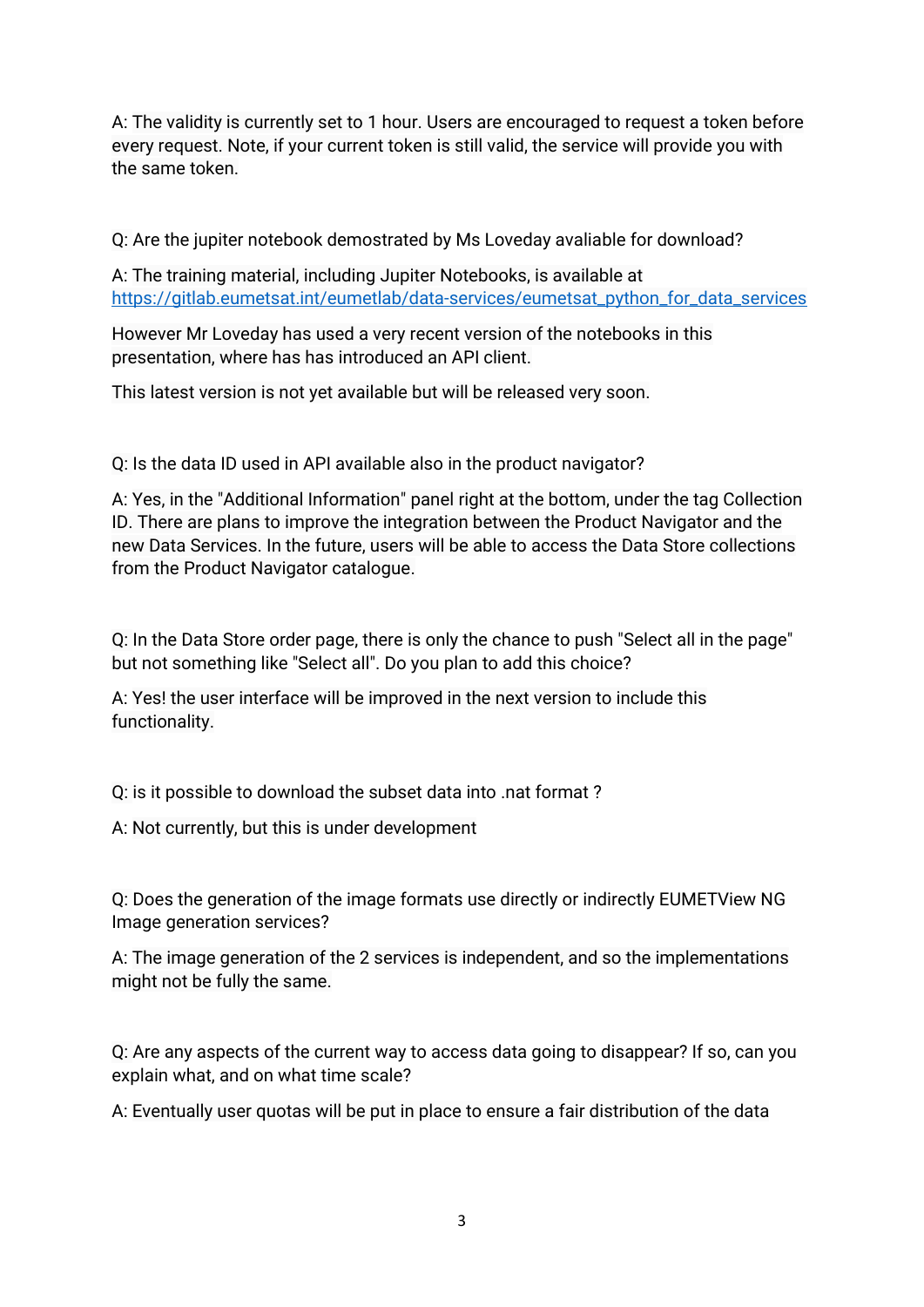A: The validity is currently set to 1 hour. Users are encouraged to request a token before every request. Note, if your current token is still valid, the service will provide you with the same token.

Q: Are the jupiter notebook demostrated by Ms Loveday avaliable for download?

A: The training material, including Jupiter Notebooks, is available at [https://gitlab.eumetsat.int/eumetlab/data-services/eumetsat_python_for_data_services](https://gitlab.eumetsat.int/eumetlab/data-services/eumetsat_python_for_data_services)

However Mr Loveday has used a very recent version of the notebooks in this presentation, where has has introduced an API client.

This latest version is not yet available but will be released very soon.

Q: Is the data ID used in API available also in the product navigator?

A: Yes, in the "Additional Information" panel right at the bottom, under the tag Collection ID. There are plans to improve the integration between the Product Navigator and the new Data Services. In the future, users will be able to access the Data Store collections from the Product Navigator catalogue.

Q: In the Data Store order page, there is only the chance to push "Select all in the page" but not something like "Select all". Do you plan to add this choice?

A: Yes! the user interface will be improved in the next version to include this functionality.

Q: is it possible to download the subset data into .nat format ?

A: Not currently, but this is under development

Q: Does the generation of the image formats use directly or indirectly EUMETView NG Image generation services?

A: The image generation of the 2 services is independent, and so the implementations might not be fully the same.

Q: Are any aspects of the current way to access data going to disappear? If so, can you explain what, and on what time scale?

A: Eventually user quotas will be put in place to ensure a fair distribution of the data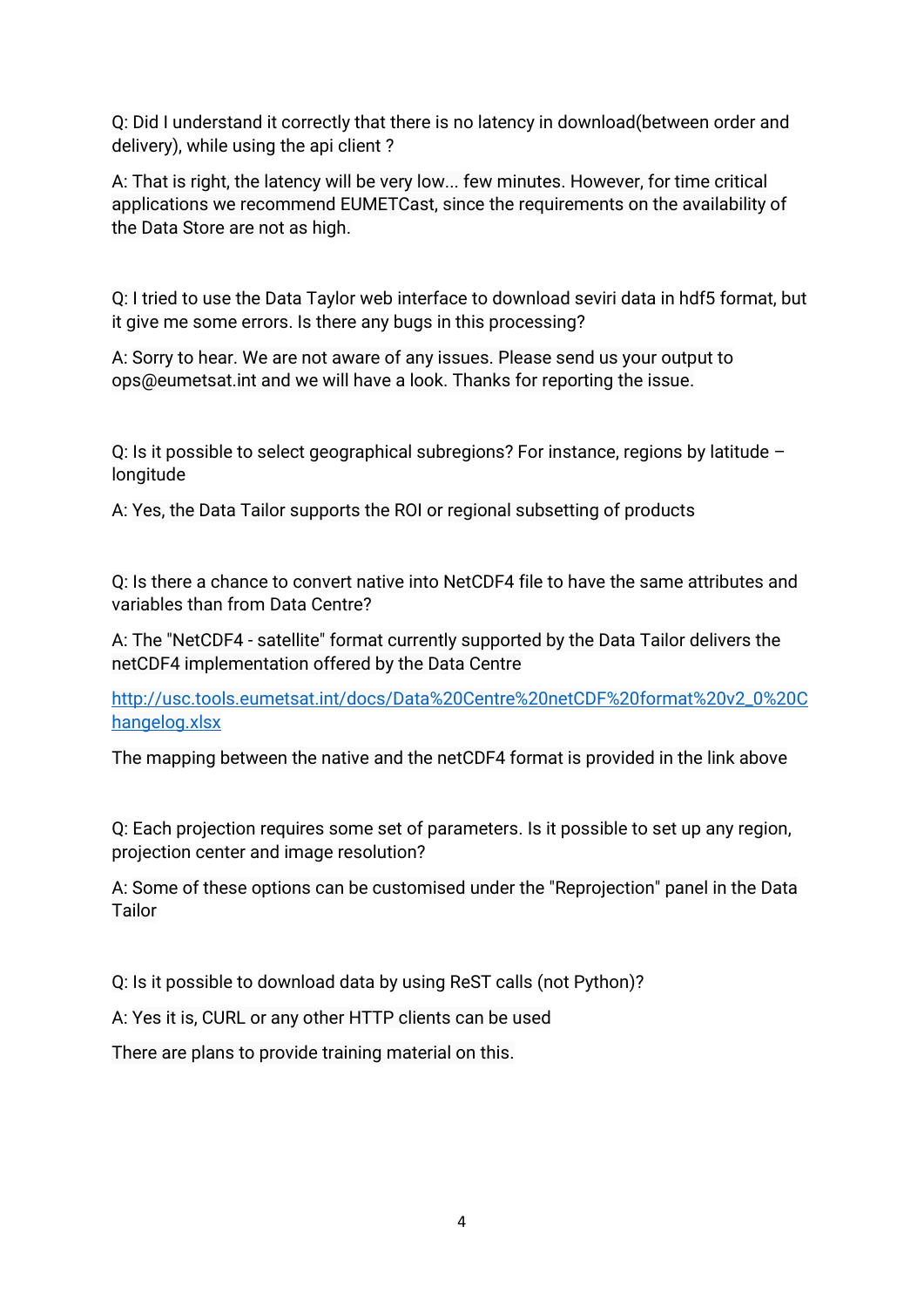Q: Did I understand it correctly that there is no latency in download(between order and delivery), while using the api client ?

A: That is right, the latency will be very low... few minutes. However, for time critical applications we recommend EUMETCast, since the requirements on the availability of the Data Store are not as high.

Q: I tried to use the Data Taylor web interface to download seviri data in hdf5 format, but it give me some errors. Is there any bugs in this processing?

A: Sorry to hear. We are not aware of any issues. Please send us your output to ops@eumetsat.int and we will have a look. Thanks for reporting the issue.

Q: Is it possible to select geographical subregions? For instance, regions by latitude – longitude

A: Yes, the Data Tailor supports the ROI or regional subsetting of products

Q: Is there a chance to convert native into NetCDF4 file to have the same attributes and variables than from Data Centre?

A: The "NetCDF4 - satellite" format currently supported by the Data Tailor delivers the netCDF4 implementation offered by the Data Centre

[http://usc.tools.eumetsat.int/docs/Data%20Centre%20netCDF%20format%20v2_0%20Changelog.xlsx](http://usc.tools.eumetsat.int/docs/Data%20Centre%20netCDF%20format%20v2_0%20Changelog.xlsx)

The mapping between the native and the netCDF4 format is provided in the link above

Q: Each projection requires some set of parameters. Is it possible to set up any region, projection center and image resolution?

A: Some of these options can be customised under the "Reprojection" panel in the Data Tailor

Q: Is it possible to download data by using ReST calls (not Python)?

A: Yes it is, CURL or any other HTTP clients can be used

There are plans to provide training material on this.